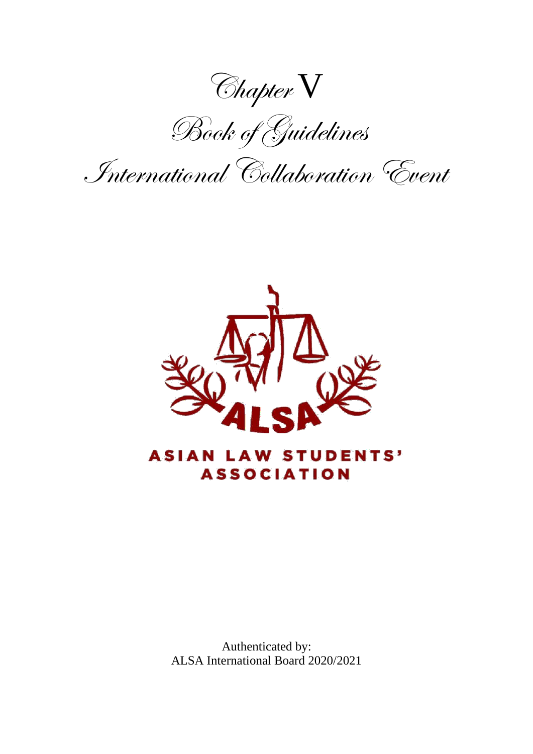# Chapter V

# Book of Guidelines

# International Collaboration Event

ASIAN LAW STUDENTS' ASSOCIATION

Authenticated by:
ALSA International Board 2020/2021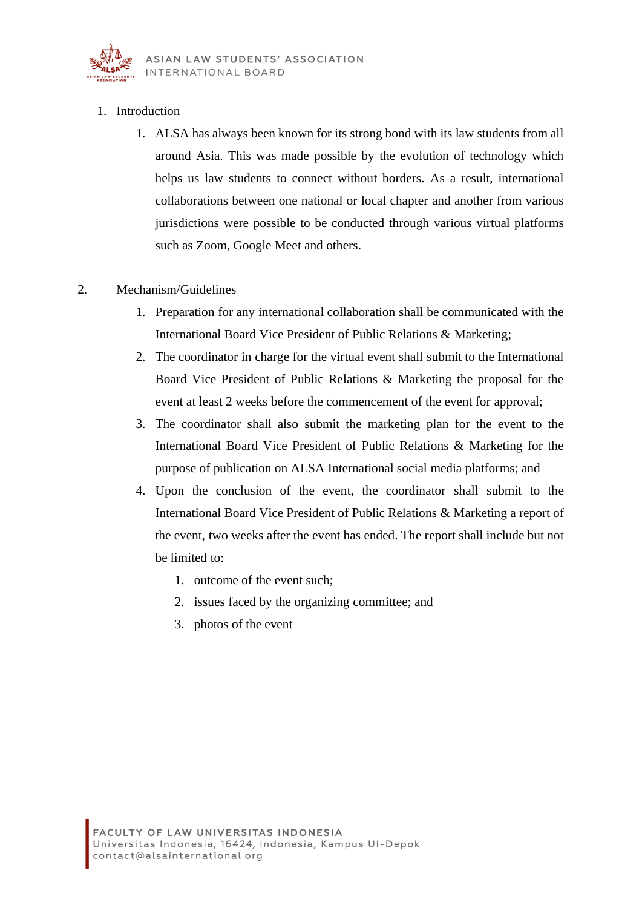1. Introduction
    1. ALSA has always been known for its strong bond with its law students from all around Asia. This was made possible by the evolution of technology which helps us law students to connect without borders. As a result, international collaborations between one national or local chapter and another from various jurisdictions were possible to be conducted through various virtual platforms such as Zoom, Google Meet and others.

2. Mechanism/Guidelines
    1. Preparation for any international collaboration shall be communicated with the International Board Vice President of Public Relations & Marketing;
    2. The coordinator in charge for the virtual event shall submit to the International Board Vice President of Public Relations & Marketing the proposal for the event at least 2 weeks before the commencement of the event for approval;
    3. The coordinator shall also submit the marketing plan for the event to the International Board Vice President of Public Relations & Marketing for the purpose of publication on ALSA International social media platforms; and
    4. Upon the conclusion of the event, the coordinator shall submit to the International Board Vice President of Public Relations & Marketing a report of the event, two weeks after the event has ended. The report shall include but not be limited to:
        1. outcome of the event such;
        2. issues faced by the organizing committee; and
        3. photos of the event